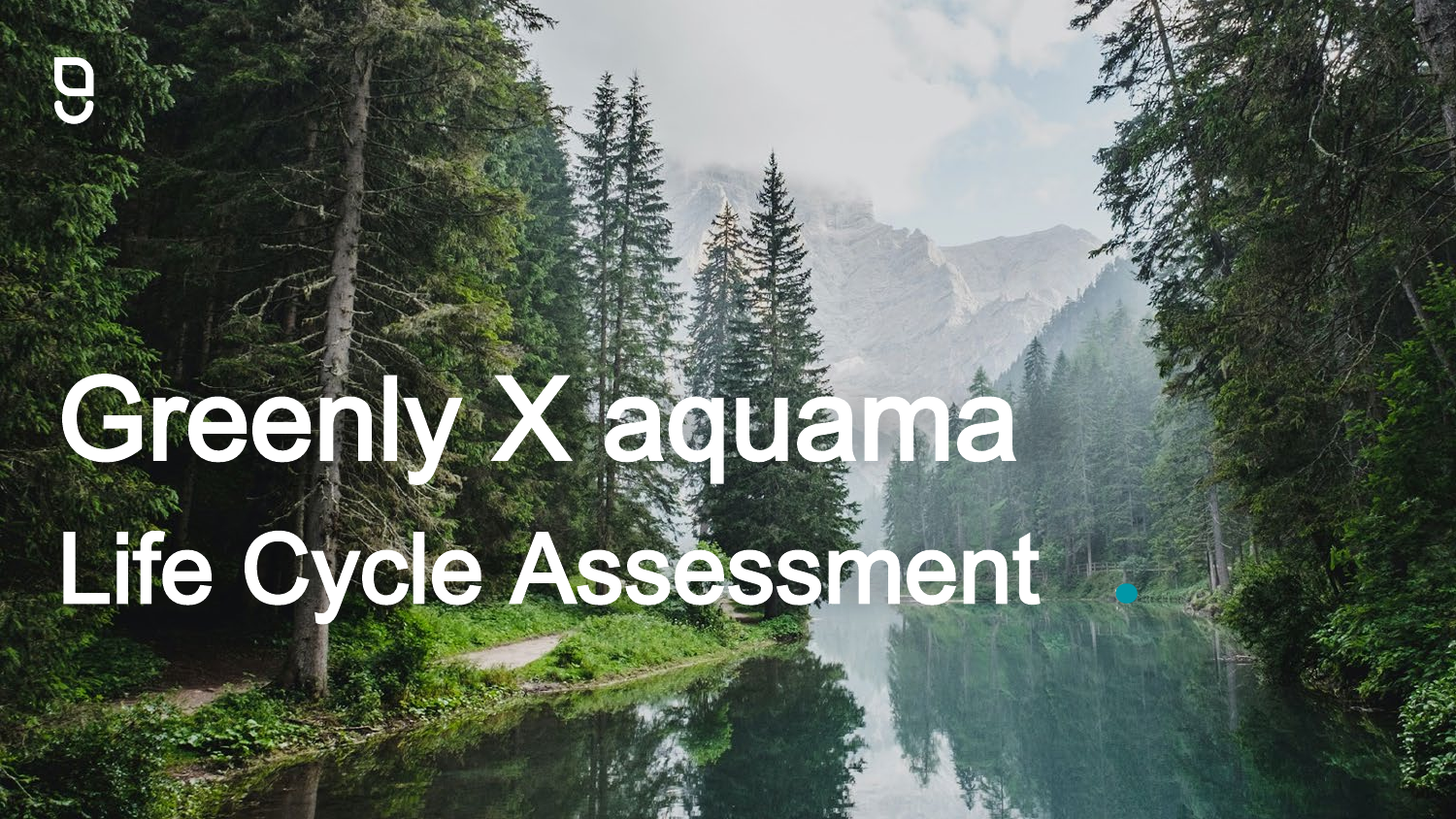# Greenly X aquama

# Life Cycle Assessment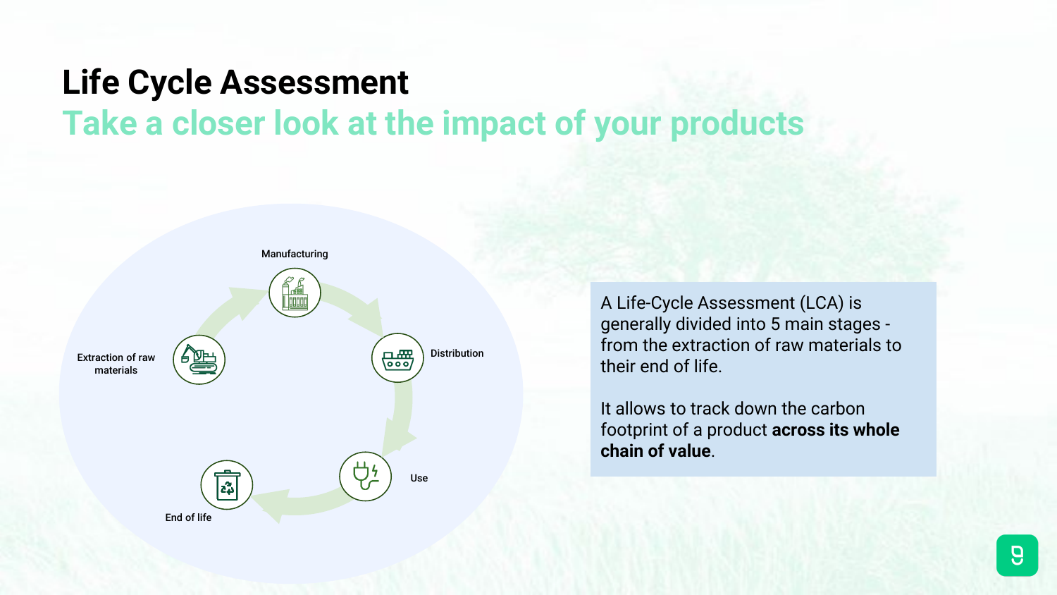# Life Cycle Assessment

## Take a closer look at the impact of your products

Manufacturing

Distribution

Use

End of life

Extraction of raw materials

A Life-Cycle Assessment (LCA) is generally divided into 5 main stages - from the extraction of raw materials to their end of life.

It allows to track down the carbon footprint of a product **across its whole chain of value**.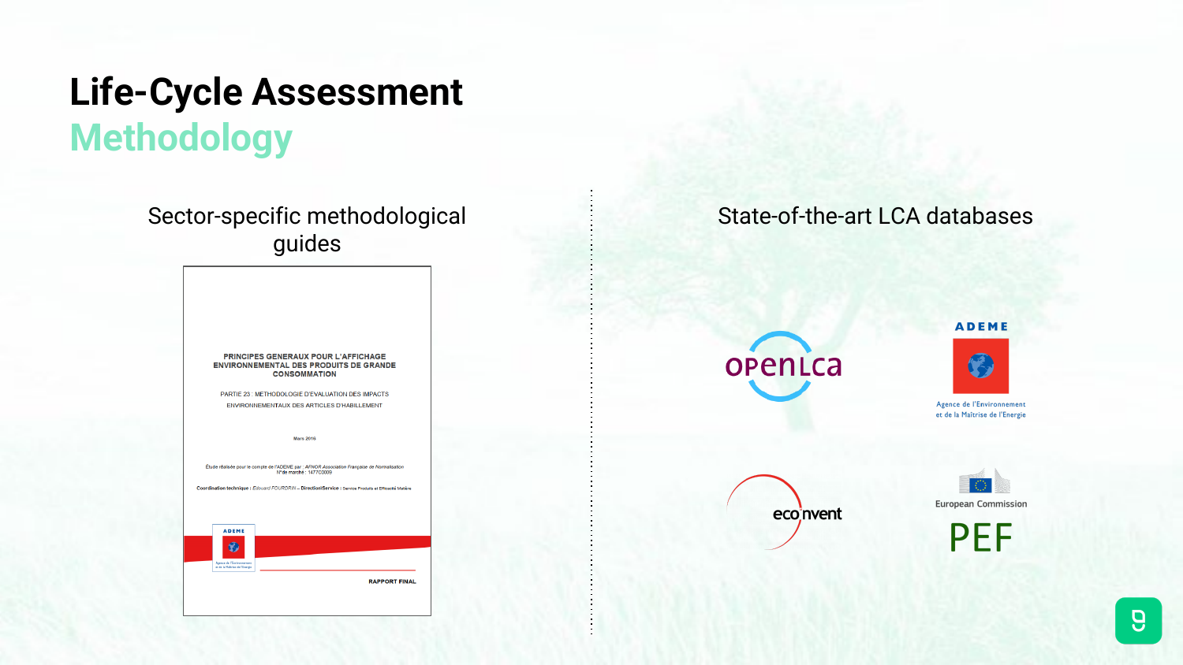# Life-Cycle Assessment
## Methodology

### Sector-specific methodological guides

PRINCIPES GENERAUX POUR L'AFFICHAGE ENVIRONNEMENTAL DES PRODUITS DE GRANDE CONSOMMATION

PARTIE 23 : METHODOLOGIE D'EVALUATION DES IMPACTS ENVIRONNEMENTAUX DES ARTICLES D'HABILLEMENT

Mars 2016

Étude réalisée pour le compte de l'ADEME par : AFNOR Association Française de Normalisation
N° de marché : 1477C0009

Coordination technique : Edouard FOURDRIN – Direction\Service : Service Produits et Efficacité Matière

ADEME
Agence de l'Environnement et de la Maîtrise de l'Energie

RAPPORT FINAL

### State-of-the-art LCA databases

- openLCA
- ADEME – Agence de l'Environnement et de la Maîtrise de l'Energie
- ecoinvent
- European Commission – PEF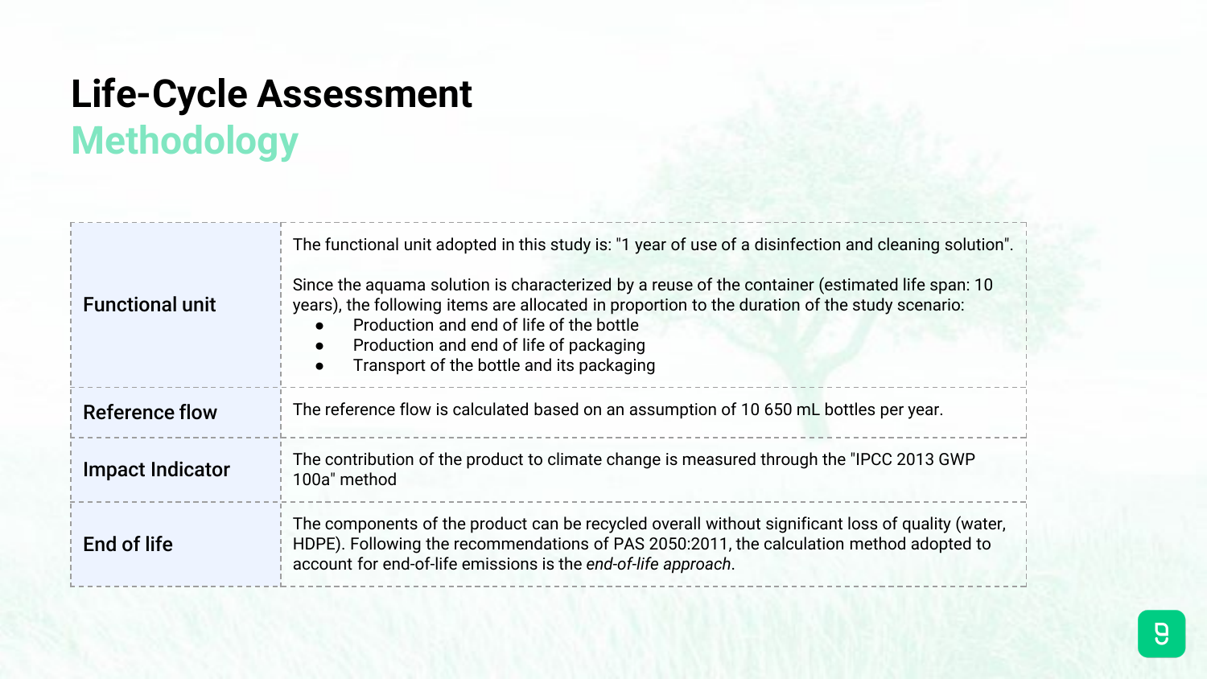# Life-Cycle Assessment
## Methodology

| | |
|---|---|
| **Functional unit** | The functional unit adopted in this study is: "1 year of use of a disinfection and cleaning solution".<br><br>Since the aquama solution is characterized by a reuse of the container (estimated life span: 10 years), the following items are allocated in proportion to the duration of the study scenario:<br>• Production and end of life of the bottle<br>• Production and end of life of packaging<br>• Transport of the bottle and its packaging |
| **Reference flow** | The reference flow is calculated based on an assumption of 10 650 mL bottles per year. |
| **Impact Indicator** | The contribution of the product to climate change is measured through the "IPCC 2013 GWP 100a" method |
| **End of life** | The components of the product can be recycled overall without significant loss of quality (water, HDPE). Following the recommendations of PAS 2050:2011, the calculation method adopted to account for end-of-life emissions is the *end-of-life approach*. |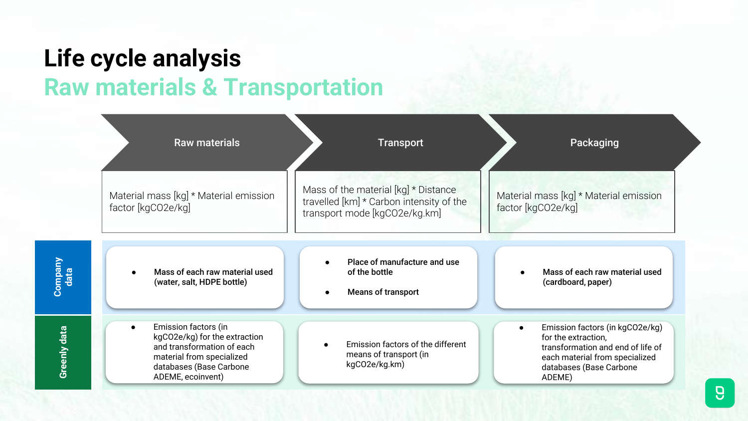# Life cycle analysis

## Raw materials & Transportation

| | Raw materials | Transport | Packaging |
|---|---|---|---|
| | Material mass [kg] * Material emission factor [kgCO2e/kg] | Mass of the material [kg] * Distance travelled [km] * Carbon intensity of the transport mode [kgCO2e/kg.km] | Material mass [kg] * Material emission factor [kgCO2e/kg] |
| **Company data** | • **Mass of each raw material used (water, salt, HDPE bottle)** | • **Place of manufacture and use of the bottle**<br>• **Means of transport** | • **Mass of each raw material used (cardboard, paper)** |
| **Greenly data** | • Emission factors (in kgCO2e/kg) for the extraction and transformation of each material from specialized databases (Base Carbone ADEME, ecoinvent) | • Emission factors of the different means of transport (in kgCO2e/kg.km) | • Emission factors (in kgCO2e/kg) for the extraction, transformation and end of life of each material from specialized databases (Base Carbone ADEME) |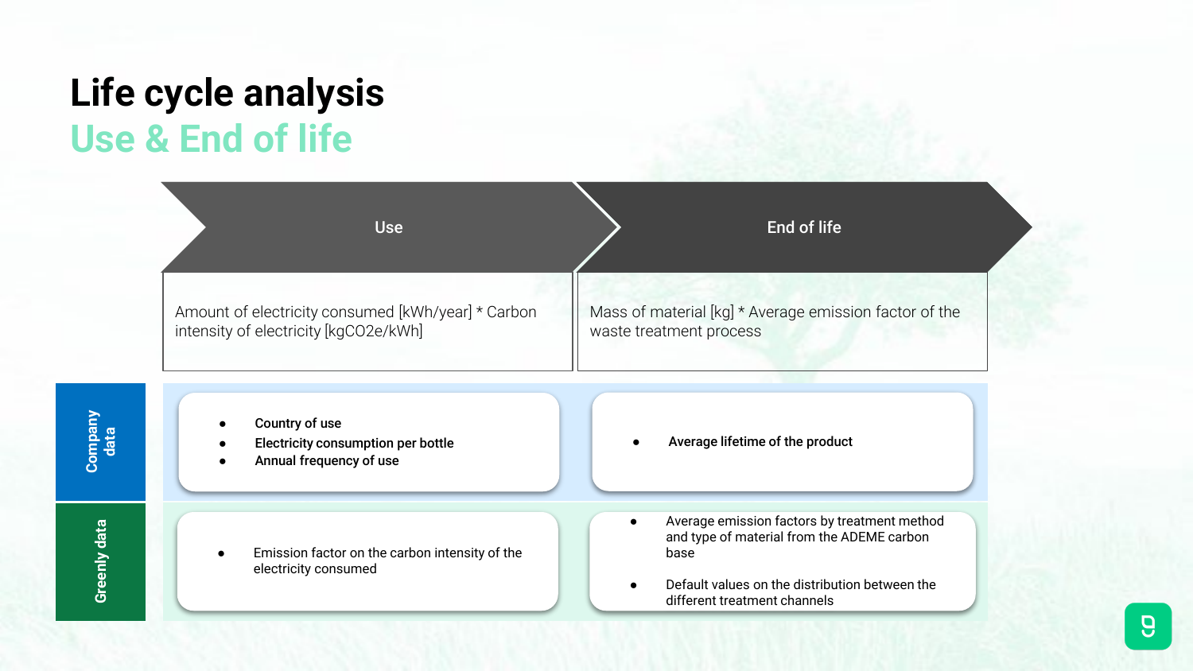# Life cycle analysis

## Use & End of life

| | Use | End of life |
|---|---|---|
| | Amount of electricity consumed [kWh/year] * Carbon intensity of electricity [kgCO2e/kWh] | Mass of material [kg] * Average emission factor of the waste treatment process |
| **Company data** | • Country of use<br>• Electricity consumption per bottle<br>• Annual frequency of use | • Average lifetime of the product |
| **Greenly data** | • Emission factor on the carbon intensity of the electricity consumed | • Average emission factors by treatment method and type of material from the ADEME carbon base<br>• Default values on the distribution between the different treatment channels |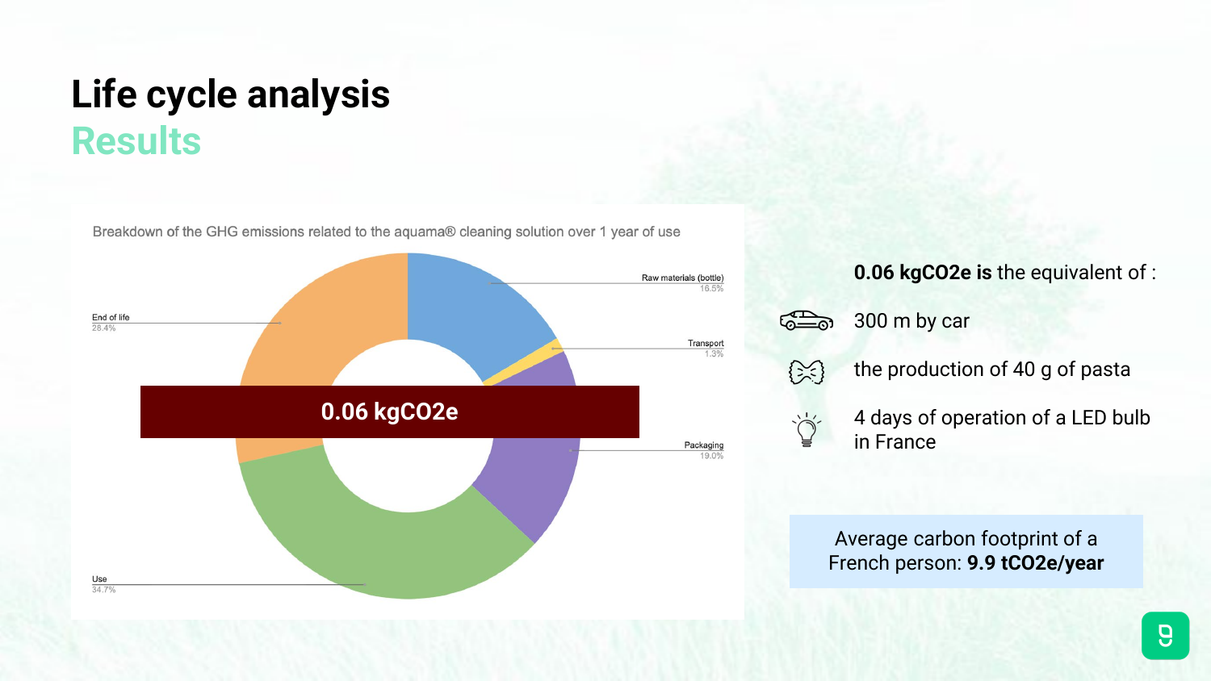# Life cycle analysis
## Results

Breakdown of the GHG emissions related to the aquama® cleaning solution over 1 year of use

| Category | Share |
|---|---|
| Raw materials (bottle) | 16.5% |
| Transport | 1.3% |
| Packaging | 19.0% |
| Use | 34.7% |
| End of life | 28.4% |

**0.06 kgCO2e**

**0.06 kgCO2e is** the equivalent of :

- 300 m by car
- the production of 40 g of pasta
- 4 days of operation of a LED bulb in France

Average carbon footprint of a French person: **9.9 tCO2e/year**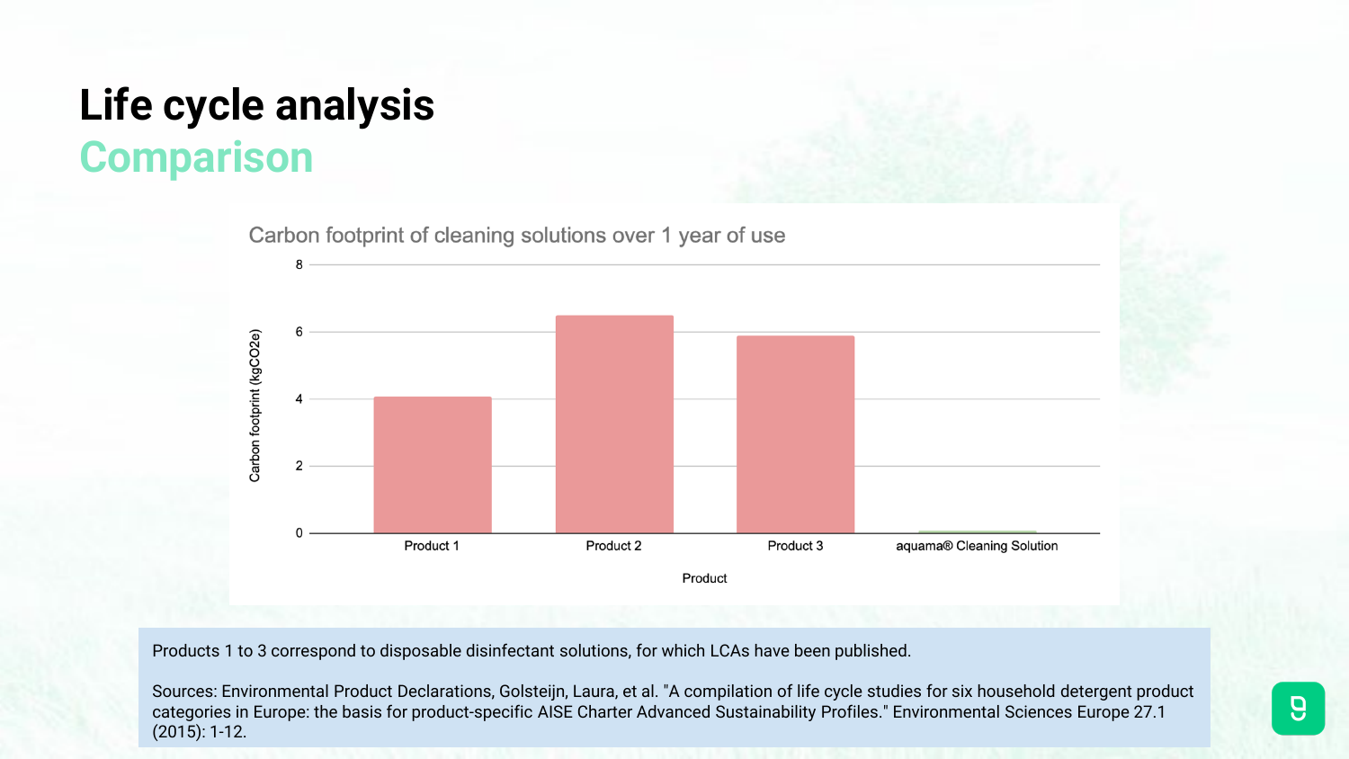# Life cycle analysis
## Comparison

Carbon footprint of cleaning solutions over 1 year of use

Carbon footprint (kgCO2e)

8
6
4
2
0

Product 1
Product 2
Product 3
aquama® Cleaning Solution

Product

Products 1 to 3 correspond to disposable disinfectant solutions, for which LCAs have been published.

Sources: Environmental Product Declarations, Golsteijn, Laura, et al. "A compilation of life cycle studies for six household detergent product categories in Europe: the basis for product-specific AISE Charter Advanced Sustainability Profiles." Environmental Sciences Europe 27.1 (2015): 1-12.